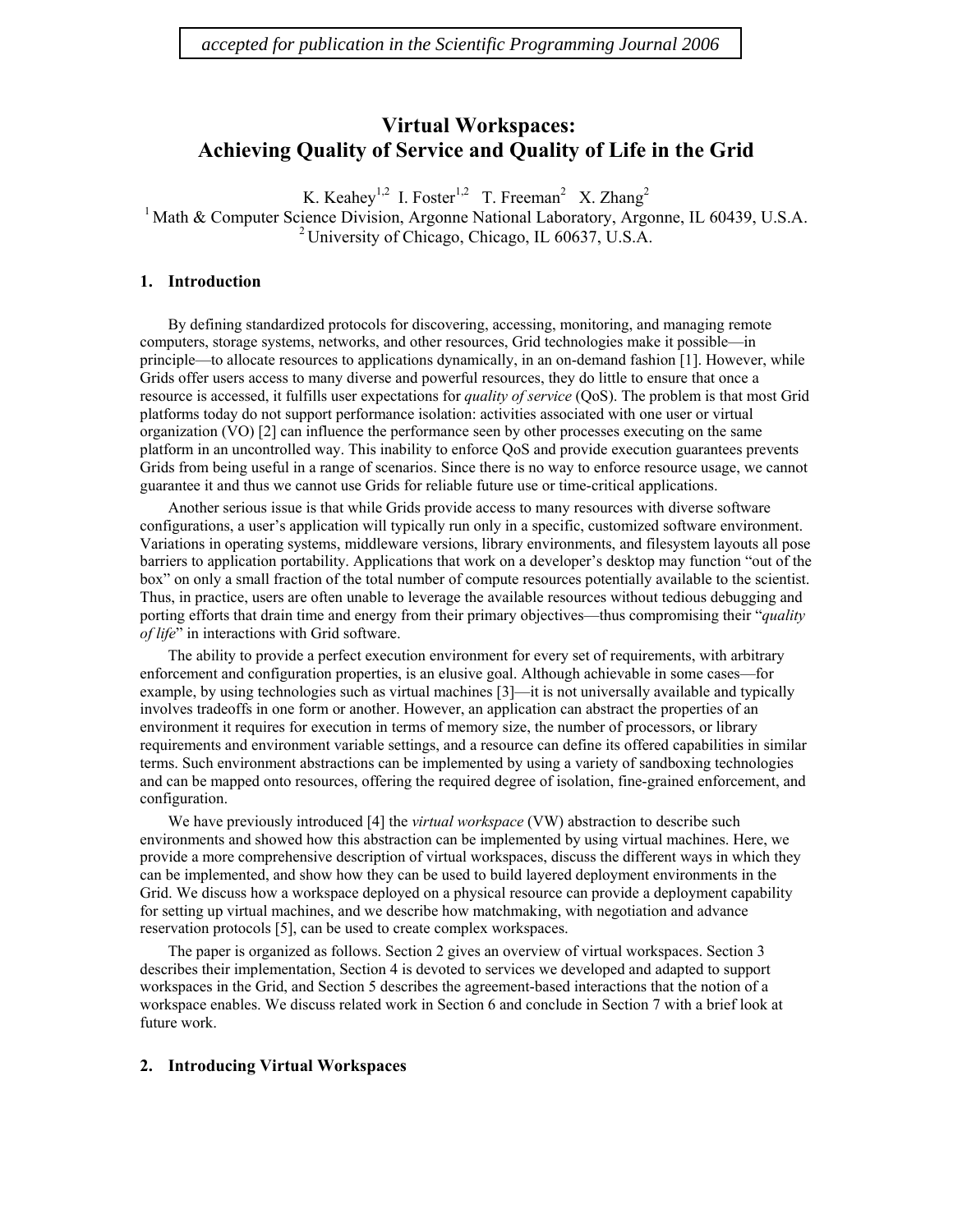*accepted for publication in the Scientific Programming Journal 2006*

# Virtual Workspaces: Achieving Quality of Service and Quality of Life in the Grid

K. Keahey[1,2] I. Foster[1,2] T. Freeman[2] X. Zhang[2]

[1] Math & Computer Science Division, Argonne National Laboratory, Argonne, IL 60439, U.S.A.
[2] University of Chicago, Chicago, IL 60637, U.S.A.

## 1. Introduction

By defining standardized protocols for discovering, accessing, monitoring, and managing remote computers, storage systems, networks, and other resources, Grid technologies make it possible—in principle—to allocate resources to applications dynamically, in an on-demand fashion [1]. However, while Grids offer users access to many diverse and powerful resources, they do little to ensure that once a resource is accessed, it fulfills user expectations for *quality of service* (QoS). The problem is that most Grid platforms today do not support performance isolation: activities associated with one user or virtual organization (VO) [2] can influence the performance seen by other processes executing on the same platform in an uncontrolled way. This inability to enforce QoS and provide execution guarantees prevents Grids from being useful in a range of scenarios. Since there is no way to enforce resource usage, we cannot guarantee it and thus we cannot use Grids for reliable future use or time-critical applications.

Another serious issue is that while Grids provide access to many resources with diverse software configurations, a user's application will typically run only in a specific, customized software environment. Variations in operating systems, middleware versions, library environments, and filesystem layouts all pose barriers to application portability. Applications that work on a developer's desktop may function "out of the box" on only a small fraction of the total number of compute resources potentially available to the scientist. Thus, in practice, users are often unable to leverage the available resources without tedious debugging and porting efforts that drain time and energy from their primary objectives—thus compromising their "*quality of life*" in interactions with Grid software.

The ability to provide a perfect execution environment for every set of requirements, with arbitrary enforcement and configuration properties, is an elusive goal. Although achievable in some cases—for example, by using technologies such as virtual machines [3]—it is not universally available and typically involves tradeoffs in one form or another. However, an application can abstract the properties of an environment it requires for execution in terms of memory size, the number of processors, or library requirements and environment variable settings, and a resource can define its offered capabilities in similar terms. Such environment abstractions can be implemented by using a variety of sandboxing technologies and can be mapped onto resources, offering the required degree of isolation, fine-grained enforcement, and configuration.

We have previously introduced [4] the *virtual workspace* (VW) abstraction to describe such environments and showed how this abstraction can be implemented by using virtual machines. Here, we provide a more comprehensive description of virtual workspaces, discuss the different ways in which they can be implemented, and show how they can be used to build layered deployment environments in the Grid. We discuss how a workspace deployed on a physical resource can provide a deployment capability for setting up virtual machines, and we describe how matchmaking, with negotiation and advance reservation protocols [5], can be used to create complex workspaces.

The paper is organized as follows. Section 2 gives an overview of virtual workspaces. Section 3 describes their implementation, Section 4 is devoted to services we developed and adapted to support workspaces in the Grid, and Section 5 describes the agreement-based interactions that the notion of a workspace enables. We discuss related work in Section 6 and conclude in Section 7 with a brief look at future work.

## 2. Introducing Virtual Workspaces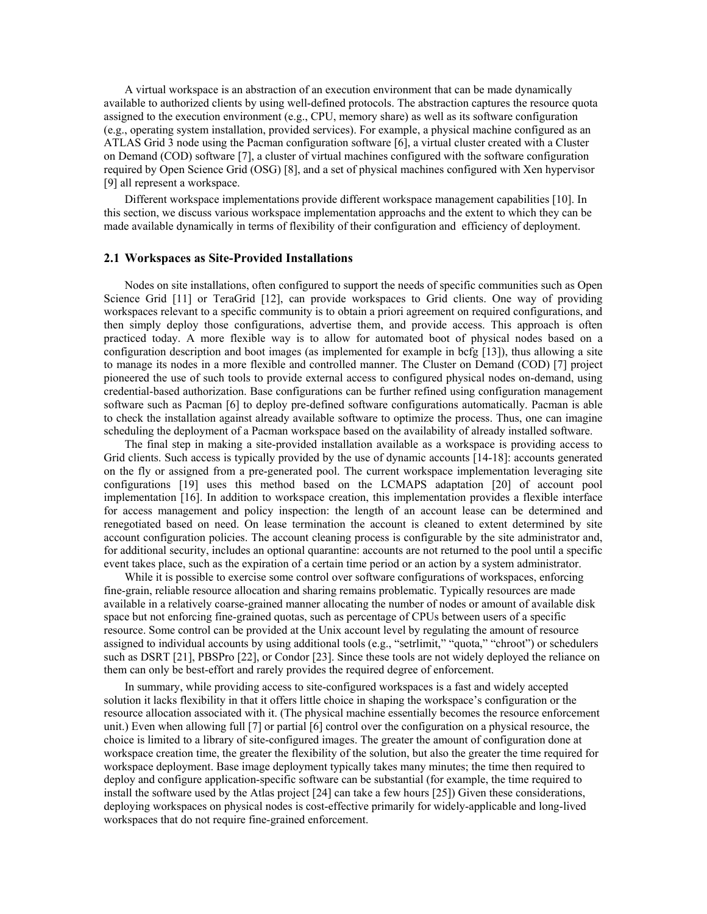A virtual workspace is an abstraction of an execution environment that can be made dynamically available to authorized clients by using well-defined protocols. The abstraction captures the resource quota assigned to the execution environment (e.g., CPU, memory share) as well as its software configuration (e.g., operating system installation, provided services). For example, a physical machine configured as an ATLAS Grid 3 node using the Pacman configuration software [6], a virtual cluster created with a Cluster on Demand (COD) software [7], a cluster of virtual machines configured with the software configuration required by Open Science Grid (OSG) [8], and a set of physical machines configured with Xen hypervisor [9] all represent a workspace.

Different workspace implementations provide different workspace management capabilities [10]. In this section, we discuss various workspace implementation approachs and the extent to which they can be made available dynamically in terms of flexibility of their configuration and efficiency of deployment.

## 2.1 Workspaces as Site-Provided Installations

Nodes on site installations, often configured to support the needs of specific communities such as Open Science Grid [11] or TeraGrid [12], can provide workspaces to Grid clients. One way of providing workspaces relevant to a specific community is to obtain a priori agreement on required configurations, and then simply deploy those configurations, advertise them, and provide access. This approach is often practiced today. A more flexible way is to allow for automated boot of physical nodes based on a configuration description and boot images (as implemented for example in bcfg [13]), thus allowing a site to manage its nodes in a more flexible and controlled manner. The Cluster on Demand (COD) [7] project pioneered the use of such tools to provide external access to configured physical nodes on-demand, using credential-based authorization. Base configurations can be further refined using configuration management software such as Pacman [6] to deploy pre-defined software configurations automatically. Pacman is able to check the installation against already available software to optimize the process. Thus, one can imagine scheduling the deployment of a Pacman workspace based on the availability of already installed software.

The final step in making a site-provided installation available as a workspace is providing access to Grid clients. Such access is typically provided by the use of dynamic accounts [14-18]: accounts generated on the fly or assigned from a pre-generated pool. The current workspace implementation leveraging site configurations [19] uses this method based on the LCMAPS adaptation [20] of account pool implementation [16]. In addition to workspace creation, this implementation provides a flexible interface for access management and policy inspection: the length of an account lease can be determined and renegotiated based on need. On lease termination the account is cleaned to extent determined by site account configuration policies. The account cleaning process is configurable by the site administrator and, for additional security, includes an optional quarantine: accounts are not returned to the pool until a specific event takes place, such as the expiration of a certain time period or an action by a system administrator.

While it is possible to exercise some control over software configurations of workspaces, enforcing fine-grain, reliable resource allocation and sharing remains problematic. Typically resources are made available in a relatively coarse-grained manner allocating the number of nodes or amount of available disk space but not enforcing fine-grained quotas, such as percentage of CPUs between users of a specific resource. Some control can be provided at the Unix account level by regulating the amount of resource assigned to individual accounts by using additional tools (e.g., "setrlimit," "quota," "chroot") or schedulers such as DSRT [21], PBSPro [22], or Condor [23]. Since these tools are not widely deployed the reliance on them can only be best-effort and rarely provides the required degree of enforcement.

In summary, while providing access to site-configured workspaces is a fast and widely accepted solution it lacks flexibility in that it offers little choice in shaping the workspace's configuration or the resource allocation associated with it. (The physical machine essentially becomes the resource enforcement unit.) Even when allowing full [7] or partial [6] control over the configuration on a physical resource, the choice is limited to a library of site-configured images. The greater the amount of configuration done at workspace creation time, the greater the flexibility of the solution, but also the greater the time required for workspace deployment. Base image deployment typically takes many minutes; the time then required to deploy and configure application-specific software can be substantial (for example, the time required to install the software used by the Atlas project [24] can take a few hours [25]) Given these considerations, deploying workspaces on physical nodes is cost-effective primarily for widely-applicable and long-lived workspaces that do not require fine-grained enforcement.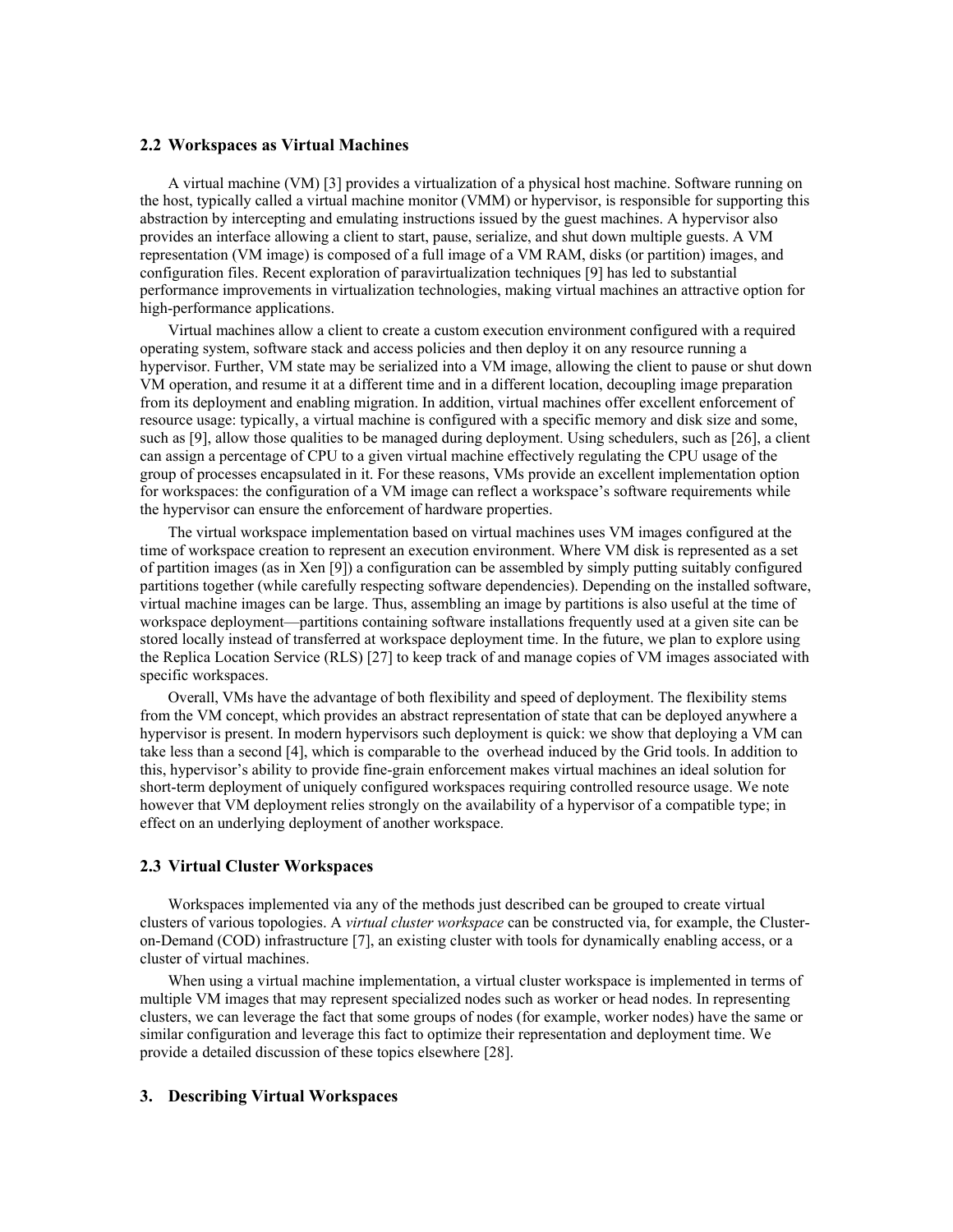### 2.2 Workspaces as Virtual Machines

A virtual machine (VM) [3] provides a virtualization of a physical host machine. Software running on the host, typically called a virtual machine monitor (VMM) or hypervisor, is responsible for supporting this abstraction by intercepting and emulating instructions issued by the guest machines. A hypervisor also provides an interface allowing a client to start, pause, serialize, and shut down multiple guests. A VM representation (VM image) is composed of a full image of a VM RAM, disks (or partition) images, and configuration files. Recent exploration of paravirtualization techniques [9] has led to substantial performance improvements in virtualization technologies, making virtual machines an attractive option for high-performance applications.

Virtual machines allow a client to create a custom execution environment configured with a required operating system, software stack and access policies and then deploy it on any resource running a hypervisor. Further, VM state may be serialized into a VM image, allowing the client to pause or shut down VM operation, and resume it at a different time and in a different location, decoupling image preparation from its deployment and enabling migration. In addition, virtual machines offer excellent enforcement of resource usage: typically, a virtual machine is configured with a specific memory and disk size and some, such as [9], allow those qualities to be managed during deployment. Using schedulers, such as [26], a client can assign a percentage of CPU to a given virtual machine effectively regulating the CPU usage of the group of processes encapsulated in it. For these reasons, VMs provide an excellent implementation option for workspaces: the configuration of a VM image can reflect a workspace's software requirements while the hypervisor can ensure the enforcement of hardware properties.

The virtual workspace implementation based on virtual machines uses VM images configured at the time of workspace creation to represent an execution environment. Where VM disk is represented as a set of partition images (as in Xen [9]) a configuration can be assembled by simply putting suitably configured partitions together (while carefully respecting software dependencies). Depending on the installed software, virtual machine images can be large. Thus, assembling an image by partitions is also useful at the time of workspace deployment—partitions containing software installations frequently used at a given site can be stored locally instead of transferred at workspace deployment time. In the future, we plan to explore using the Replica Location Service (RLS) [27] to keep track of and manage copies of VM images associated with specific workspaces.

Overall, VMs have the advantage of both flexibility and speed of deployment. The flexibility stems from the VM concept, which provides an abstract representation of state that can be deployed anywhere a hypervisor is present. In modern hypervisors such deployment is quick: we show that deploying a VM can take less than a second [4], which is comparable to the overhead induced by the Grid tools. In addition to this, hypervisor's ability to provide fine-grain enforcement makes virtual machines an ideal solution for short-term deployment of uniquely configured workspaces requiring controlled resource usage. We note however that VM deployment relies strongly on the availability of a hypervisor of a compatible type; in effect on an underlying deployment of another workspace.

### 2.3 Virtual Cluster Workspaces

Workspaces implemented via any of the methods just described can be grouped to create virtual clusters of various topologies. A *virtual cluster workspace* can be constructed via, for example, the Cluster-on-Demand (COD) infrastructure [7], an existing cluster with tools for dynamically enabling access, or a cluster of virtual machines.

When using a virtual machine implementation, a virtual cluster workspace is implemented in terms of multiple VM images that may represent specialized nodes such as worker or head nodes. In representing clusters, we can leverage the fact that some groups of nodes (for example, worker nodes) have the same or similar configuration and leverage this fact to optimize their representation and deployment time. We provide a detailed discussion of these topics elsewhere [28].

## 3. Describing Virtual Workspaces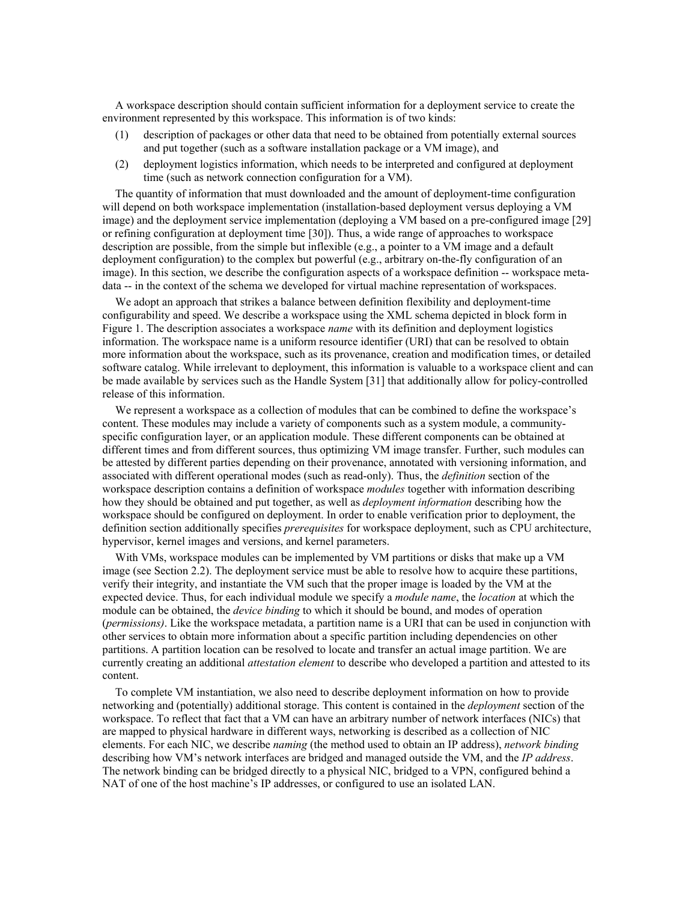A workspace description should contain sufficient information for a deployment service to create the environment represented by this workspace. This information is of two kinds:

(1) description of packages or other data that need to be obtained from potentially external sources and put together (such as a software installation package or a VM image), and

(2) deployment logistics information, which needs to be interpreted and configured at deployment time (such as network connection configuration for a VM).

The quantity of information that must downloaded and the amount of deployment-time configuration will depend on both workspace implementation (installation-based deployment versus deploying a VM image) and the deployment service implementation (deploying a VM based on a pre-configured image [29] or refining configuration at deployment time [30]). Thus, a wide range of approaches to workspace description are possible, from the simple but inflexible (e.g., a pointer to a VM image and a default deployment configuration) to the complex but powerful (e.g., arbitrary on-the-fly configuration of an image). In this section, we describe the configuration aspects of a workspace definition -- workspace meta-data -- in the context of the schema we developed for virtual machine representation of workspaces.

We adopt an approach that strikes a balance between definition flexibility and deployment-time configurability and speed. We describe a workspace using the XML schema depicted in block form in Figure 1. The description associates a workspace *name* with its definition and deployment logistics information. The workspace name is a uniform resource identifier (URI) that can be resolved to obtain more information about the workspace, such as its provenance, creation and modification times, or detailed software catalog. While irrelevant to deployment, this information is valuable to a workspace client and can be made available by services such as the Handle System [31] that additionally allow for policy-controlled release of this information.

We represent a workspace as a collection of modules that can be combined to define the workspace's content. These modules may include a variety of components such as a system module, a community-specific configuration layer, or an application module. These different components can be obtained at different times and from different sources, thus optimizing VM image transfer. Further, such modules can be attested by different parties depending on their provenance, annotated with versioning information, and associated with different operational modes (such as read-only). Thus, the *definition* section of the workspace description contains a definition of workspace *modules* together with information describing how they should be obtained and put together, as well as *deployment information* describing how the workspace should be configured on deployment. In order to enable verification prior to deployment, the definition section additionally specifies *prerequisites* for workspace deployment, such as CPU architecture, hypervisor, kernel images and versions, and kernel parameters.

With VMs, workspace modules can be implemented by VM partitions or disks that make up a VM image (see Section 2.2). The deployment service must be able to resolve how to acquire these partitions, verify their integrity, and instantiate the VM such that the proper image is loaded by the VM at the expected device. Thus, for each individual module we specify a *module name*, the *location* at which the module can be obtained, the *device binding* to which it should be bound, and modes of operation (*permissions)*. Like the workspace metadata, a partition name is a URI that can be used in conjunction with other services to obtain more information about a specific partition including dependencies on other partitions. A partition location can be resolved to locate and transfer an actual image partition. We are currently creating an additional *attestation element* to describe who developed a partition and attested to its content.

To complete VM instantiation, we also need to describe deployment information on how to provide networking and (potentially) additional storage. This content is contained in the *deployment* section of the workspace. To reflect that fact that a VM can have an arbitrary number of network interfaces (NICs) that are mapped to physical hardware in different ways, networking is described as a collection of NIC elements. For each NIC, we describe *naming* (the method used to obtain an IP address), *network binding* describing how VM's network interfaces are bridged and managed outside the VM, and the *IP address*. The network binding can be bridged directly to a physical NIC, bridged to a VPN, configured behind a NAT of one of the host machine's IP addresses, or configured to use an isolated LAN.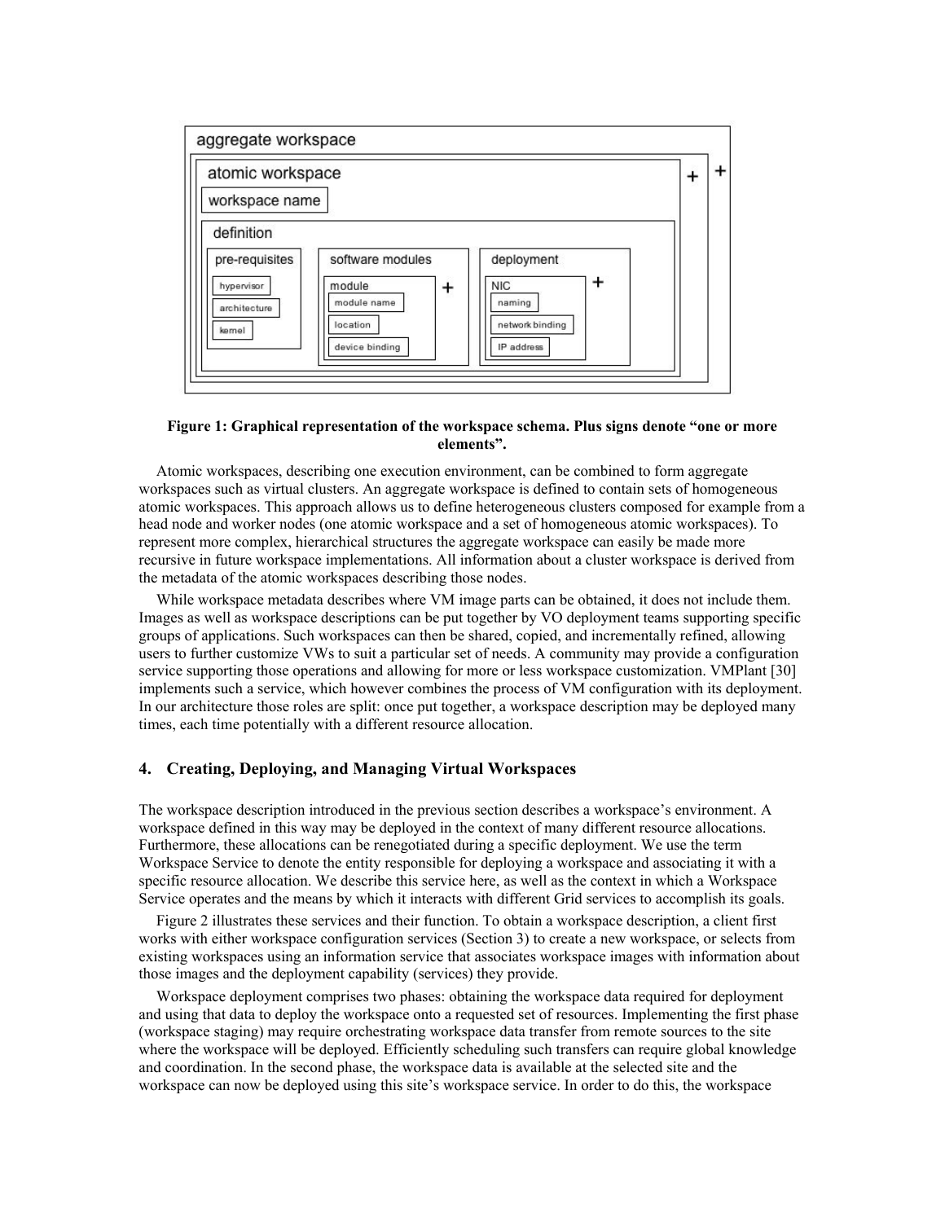**Figure 1: Graphical representation of the workspace schema. Plus signs denote "one or more elements".**

Atomic workspaces, describing one execution environment, can be combined to form aggregate workspaces such as virtual clusters. An aggregate workspace is defined to contain sets of homogeneous atomic workspaces. This approach allows us to define heterogeneous clusters composed for example from a head node and worker nodes (one atomic workspace and a set of homogeneous atomic workspaces). To represent more complex, hierarchical structures the aggregate workspace can easily be made more recursive in future workspace implementations. All information about a cluster workspace is derived from the metadata of the atomic workspaces describing those nodes.

While workspace metadata describes where VM image parts can be obtained, it does not include them. Images as well as workspace descriptions can be put together by VO deployment teams supporting specific groups of applications. Such workspaces can then be shared, copied, and incrementally refined, allowing users to further customize VWs to suit a particular set of needs. A community may provide a configuration service supporting those operations and allowing for more or less workspace customization. VMPlant [30] implements such a service, which however combines the process of VM configuration with its deployment. In our architecture those roles are split: once put together, a workspace description may be deployed many times, each time potentially with a different resource allocation.

## 4. Creating, Deploying, and Managing Virtual Workspaces

The workspace description introduced in the previous section describes a workspace's environment. A workspace defined in this way may be deployed in the context of many different resource allocations. Furthermore, these allocations can be renegotiated during a specific deployment. We use the term Workspace Service to denote the entity responsible for deploying a workspace and associating it with a specific resource allocation. We describe this service here, as well as the context in which a Workspace Service operates and the means by which it interacts with different Grid services to accomplish its goals.

Figure 2 illustrates these services and their function. To obtain a workspace description, a client first works with either workspace configuration services (Section 3) to create a new workspace, or selects from existing workspaces using an information service that associates workspace images with information about those images and the deployment capability (services) they provide.

Workspace deployment comprises two phases: obtaining the workspace data required for deployment and using that data to deploy the workspace onto a requested set of resources. Implementing the first phase (workspace staging) may require orchestrating workspace data transfer from remote sources to the site where the workspace will be deployed. Efficiently scheduling such transfers can require global knowledge and coordination. In the second phase, the workspace data is available at the selected site and the workspace can now be deployed using this site's workspace service. In order to do this, the workspace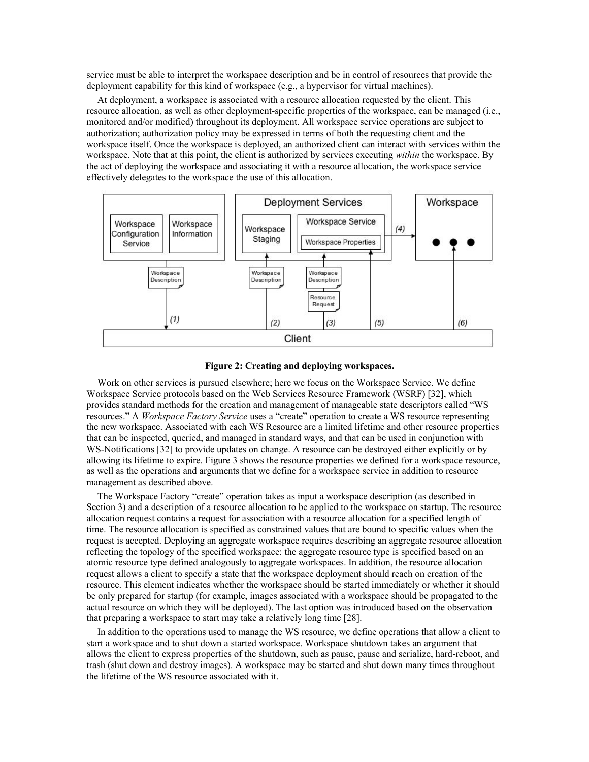service must be able to interpret the workspace description and be in control of resources that provide the deployment capability for this kind of workspace (e.g., a hypervisor for virtual machines).

At deployment, a workspace is associated with a resource allocation requested by the client. This resource allocation, as well as other deployment-specific properties of the workspace, can be managed (i.e., monitored and/or modified) throughout its deployment. All workspace service operations are subject to authorization; authorization policy may be expressed in terms of both the requesting client and the workspace itself. Once the workspace is deployed, an authorized client can interact with services within the workspace. Note that at this point, the client is authorized by services executing *within* the workspace. By the act of deploying the workspace and associating it with a resource allocation, the workspace service effectively delegates to the workspace the use of this allocation.

**Figure 2: Creating and deploying workspaces.**

Work on other services is pursued elsewhere; here we focus on the Workspace Service. We define Workspace Service protocols based on the Web Services Resource Framework (WSRF) [32], which provides standard methods for the creation and management of manageable state descriptors called "WS resources." A *Workspace Factory Service* uses a "create" operation to create a WS resource representing the new workspace. Associated with each WS Resource are a limited lifetime and other resource properties that can be inspected, queried, and managed in standard ways, and that can be used in conjunction with WS-Notifications [32] to provide updates on change. A resource can be destroyed either explicitly or by allowing its lifetime to expire. Figure 3 shows the resource properties we defined for a workspace resource, as well as the operations and arguments that we define for a workspace service in addition to resource management as described above.

The Workspace Factory "create" operation takes as input a workspace description (as described in Section 3) and a description of a resource allocation to be applied to the workspace on startup. The resource allocation request contains a request for association with a resource allocation for a specified length of time. The resource allocation is specified as constrained values that are bound to specific values when the request is accepted. Deploying an aggregate workspace requires describing an aggregate resource allocation reflecting the topology of the specified workspace: the aggregate resource type is specified based on an atomic resource type defined analogously to aggregate workspaces. In addition, the resource allocation request allows a client to specify a state that the workspace deployment should reach on creation of the resource. This element indicates whether the workspace should be started immediately or whether it should be only prepared for startup (for example, images associated with a workspace should be propagated to the actual resource on which they will be deployed). The last option was introduced based on the observation that preparing a workspace to start may take a relatively long time [28].

In addition to the operations used to manage the WS resource, we define operations that allow a client to start a workspace and to shut down a started workspace. Workspace shutdown takes an argument that allows the client to express properties of the shutdown, such as pause, pause and serialize, hard-reboot, and trash (shut down and destroy images). A workspace may be started and shut down many times throughout the lifetime of the WS resource associated with it.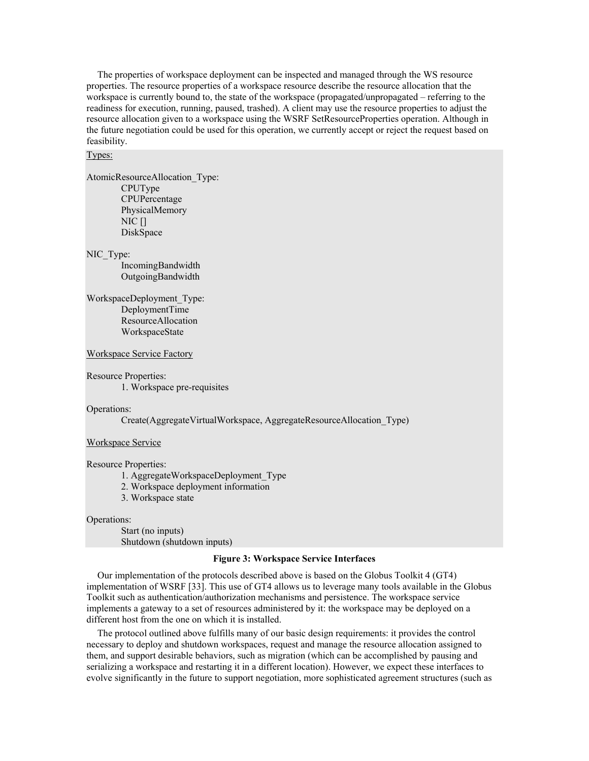The properties of workspace deployment can be inspected and managed through the WS resource properties. The resource properties of a workspace resource describe the resource allocation that the workspace is currently bound to, the state of the workspace (propagated/unpropagated – referring to the readiness for execution, running, paused, trashed). A client may use the resource properties to adjust the resource allocation given to a workspace using the WSRF SetResourceProperties operation. Although in the future negotiation could be used for this operation, we currently accept or reject the request based on feasibility.

```
Types:

AtomicResourceAllocation_Type:
        CPUType
        CPUPercentage
        PhysicalMemory
        NIC []
        DiskSpace

NIC_Type:
        IncomingBandwidth
        OutgoingBandwidth

WorkspaceDeployment_Type:
        DeploymentTime
        ResourceAllocation
        WorkspaceState

Workspace Service Factory

Resource Properties:
        1. Workspace pre-requisites

Operations:
        Create(AggregateVirtualWorkspace, AggregateResourceAllocation_Type)

Workspace Service

Resource Properties:
        1. AggregateWorkspaceDeployment_Type
        2. Workspace deployment information
        3. Workspace state

Operations:
        Start (no inputs)
        Shutdown (shutdown inputs)
```

**Figure 3: Workspace Service Interfaces**

Our implementation of the protocols described above is based on the Globus Toolkit 4 (GT4) implementation of WSRF [33]. This use of GT4 allows us to leverage many tools available in the Globus Toolkit such as authentication/authorization mechanisms and persistence. The workspace service implements a gateway to a set of resources administered by it: the workspace may be deployed on a different host from the one on which it is installed.

The protocol outlined above fulfills many of our basic design requirements: it provides the control necessary to deploy and shutdown workspaces, request and manage the resource allocation assigned to them, and support desirable behaviors, such as migration (which can be accomplished by pausing and serializing a workspace and restarting it in a different location). However, we expect these interfaces to evolve significantly in the future to support negotiation, more sophisticated agreement structures (such as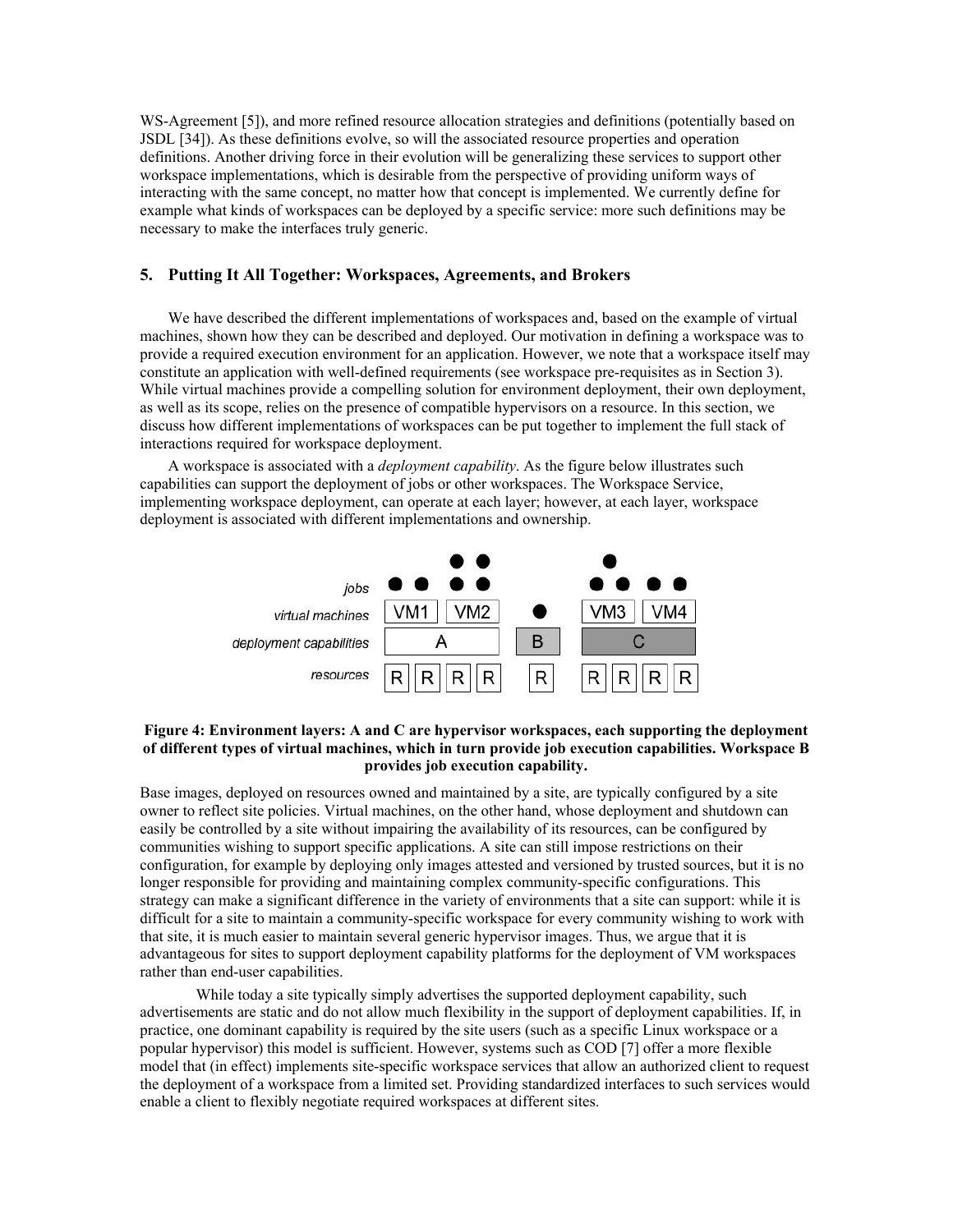WS-Agreement [5]), and more refined resource allocation strategies and definitions (potentially based on JSDL [34]). As these definitions evolve, so will the associated resource properties and operation definitions. Another driving force in their evolution will be generalizing these services to support other workspace implementations, which is desirable from the perspective of providing uniform ways of interacting with the same concept, no matter how that concept is implemented. We currently define for example what kinds of workspaces can be deployed by a specific service: more such definitions may be necessary to make the interfaces truly generic.

## 5. Putting It All Together: Workspaces, Agreements, and Brokers

We have described the different implementations of workspaces and, based on the example of virtual machines, shown how they can be described and deployed. Our motivation in defining a workspace was to provide a required execution environment for an application. However, we note that a workspace itself may constitute an application with well-defined requirements (see workspace pre-requisites as in Section 3). While virtual machines provide a compelling solution for environment deployment, their own deployment, as well as its scope, relies on the presence of compatible hypervisors on a resource. In this section, we discuss how different implementations of workspaces can be put together to implement the full stack of interactions required for workspace deployment.

A workspace is associated with a *deployment capability*. As the figure below illustrates such capabilities can support the deployment of jobs or other workspaces. The Workspace Service, implementing workspace deployment, can operate at each layer; however, at each layer, workspace deployment is associated with different implementations and ownership.

**Figure 4: Environment layers: A and C are hypervisor workspaces, each supporting the deployment of different types of virtual machines, which in turn provide job execution capabilities. Workspace B provides job execution capability.**

Base images, deployed on resources owned and maintained by a site, are typically configured by a site owner to reflect site policies. Virtual machines, on the other hand, whose deployment and shutdown can easily be controlled by a site without impairing the availability of its resources, can be configured by communities wishing to support specific applications. A site can still impose restrictions on their configuration, for example by deploying only images attested and versioned by trusted sources, but it is no longer responsible for providing and maintaining complex community-specific configurations. This strategy can make a significant difference in the variety of environments that a site can support: while it is difficult for a site to maintain a community-specific workspace for every community wishing to work with that site, it is much easier to maintain several generic hypervisor images. Thus, we argue that it is advantageous for sites to support deployment capability platforms for the deployment of VM workspaces rather than end-user capabilities.

While today a site typically simply advertises the supported deployment capability, such advertisements are static and do not allow much flexibility in the support of deployment capabilities. If, in practice, one dominant capability is required by the site users (such as a specific Linux workspace or a popular hypervisor) this model is sufficient. However, systems such as COD [7] offer a more flexible model that (in effect) implements site-specific workspace services that allow an authorized client to request the deployment of a workspace from a limited set. Providing standardized interfaces to such services would enable a client to flexibly negotiate required workspaces at different sites.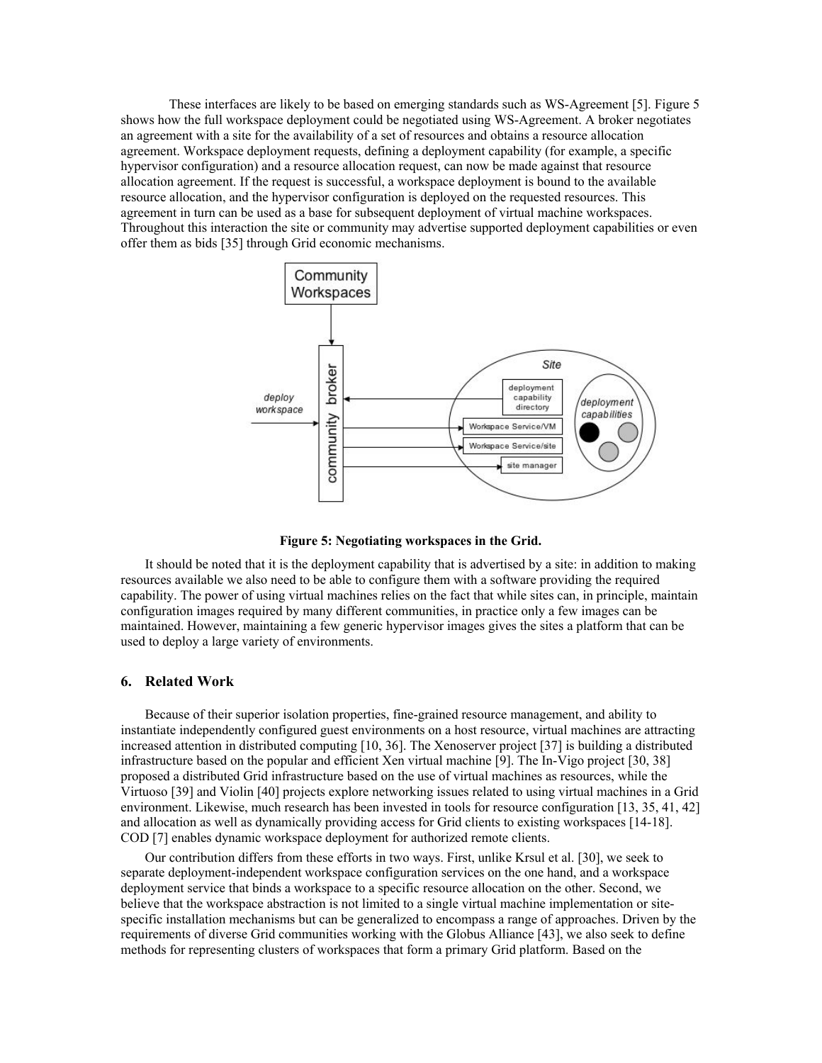These interfaces are likely to be based on emerging standards such as WS-Agreement [5]. Figure 5 shows how the full workspace deployment could be negotiated using WS-Agreement. A broker negotiates an agreement with a site for the availability of a set of resources and obtains a resource allocation agreement. Workspace deployment requests, defining a deployment capability (for example, a specific hypervisor configuration) and a resource allocation request, can now be made against that resource allocation agreement. If the request is successful, a workspace deployment is bound to the available resource allocation, and the hypervisor configuration is deployed on the requested resources. This agreement in turn can be used as a base for subsequent deployment of virtual machine workspaces. Throughout this interaction the site or community may advertise supported deployment capabilities or even offer them as bids [35] through Grid economic mechanisms.

**Figure 5: Negotiating workspaces in the Grid.**

It should be noted that it is the deployment capability that is advertised by a site: in addition to making resources available we also need to be able to configure them with a software providing the required capability. The power of using virtual machines relies on the fact that while sites can, in principle, maintain configuration images required by many different communities, in practice only a few images can be maintained. However, maintaining a few generic hypervisor images gives the sites a platform that can be used to deploy a large variety of environments.

## 6. Related Work

Because of their superior isolation properties, fine-grained resource management, and ability to instantiate independently configured guest environments on a host resource, virtual machines are attracting increased attention in distributed computing [10, 36]. The Xenoserver project [37] is building a distributed infrastructure based on the popular and efficient Xen virtual machine [9]. The In-Vigo project [30, 38] proposed a distributed Grid infrastructure based on the use of virtual machines as resources, while the Virtuoso [39] and Violin [40] projects explore networking issues related to using virtual machines in a Grid environment. Likewise, much research has been invested in tools for resource configuration [13, 35, 41, 42] and allocation as well as dynamically providing access for Grid clients to existing workspaces [14-18]. COD [7] enables dynamic workspace deployment for authorized remote clients.

Our contribution differs from these efforts in two ways. First, unlike Krsul et al. [30], we seek to separate deployment-independent workspace configuration services on the one hand, and a workspace deployment service that binds a workspace to a specific resource allocation on the other. Second, we believe that the workspace abstraction is not limited to a single virtual machine implementation or site-specific installation mechanisms but can be generalized to encompass a range of approaches. Driven by the requirements of diverse Grid communities working with the Globus Alliance [43], we also seek to define methods for representing clusters of workspaces that form a primary Grid platform. Based on the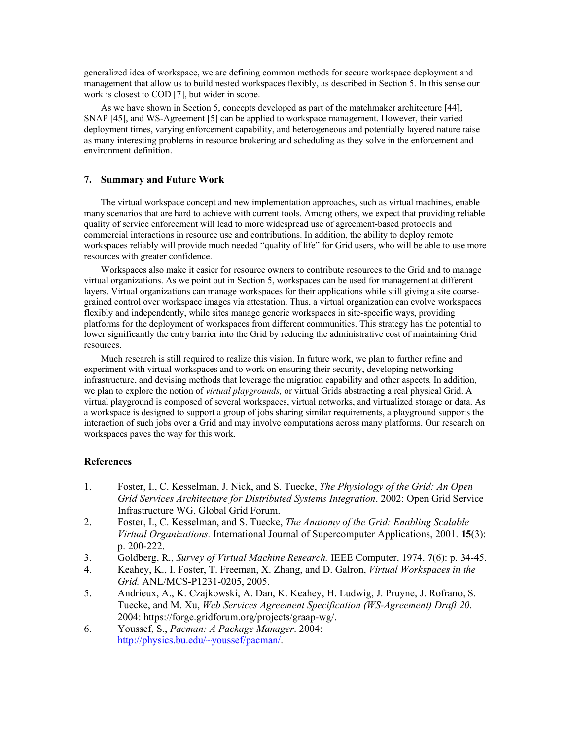generalized idea of workspace, we are defining common methods for secure workspace deployment and management that allow us to build nested workspaces flexibly, as described in Section 5. In this sense our work is closest to COD [7], but wider in scope.

As we have shown in Section 5, concepts developed as part of the matchmaker architecture [44], SNAP [45], and WS-Agreement [5] can be applied to workspace management. However, their varied deployment times, varying enforcement capability, and heterogeneous and potentially layered nature raise as many interesting problems in resource brokering and scheduling as they solve in the enforcement and environment definition.

## 7. Summary and Future Work

The virtual workspace concept and new implementation approaches, such as virtual machines, enable many scenarios that are hard to achieve with current tools. Among others, we expect that providing reliable quality of service enforcement will lead to more widespread use of agreement-based protocols and commercial interactions in resource use and contributions. In addition, the ability to deploy remote workspaces reliably will provide much needed "quality of life" for Grid users, who will be able to use more resources with greater confidence.

Workspaces also make it easier for resource owners to contribute resources to the Grid and to manage virtual organizations. As we point out in Section 5, workspaces can be used for management at different layers. Virtual organizations can manage workspaces for their applications while still giving a site coarse-grained control over workspace images via attestation. Thus, a virtual organization can evolve workspaces flexibly and independently, while sites manage generic workspaces in site-specific ways, providing platforms for the deployment of workspaces from different communities. This strategy has the potential to lower significantly the entry barrier into the Grid by reducing the administrative cost of maintaining Grid resources.

Much research is still required to realize this vision. In future work, we plan to further refine and experiment with virtual workspaces and to work on ensuring their security, developing networking infrastructure, and devising methods that leverage the migration capability and other aspects. In addition, we plan to explore the notion of *virtual playgrounds,* or virtual Grids abstracting a real physical Grid. A virtual playground is composed of several workspaces, virtual networks, and virtualized storage or data. As a workspace is designed to support a group of jobs sharing similar requirements, a playground supports the interaction of such jobs over a Grid and may involve computations across many platforms. Our research on workspaces paves the way for this work.

### References

1. Foster, I., C. Kesselman, J. Nick, and S. Tuecke, *The Physiology of the Grid: An Open Grid Services Architecture for Distributed Systems Integration*. 2002: Open Grid Service Infrastructure WG, Global Grid Forum.
2. Foster, I., C. Kesselman, and S. Tuecke, *The Anatomy of the Grid: Enabling Scalable Virtual Organizations.* International Journal of Supercomputer Applications, 2001. **15**(3): p. 200-222.
3. Goldberg, R., *Survey of Virtual Machine Research.* IEEE Computer, 1974. **7**(6): p. 34-45.
4. Keahey, K., I. Foster, T. Freeman, X. Zhang, and D. Galron, *Virtual Workspaces in the Grid.* ANL/MCS-P1231-0205, 2005.
5. Andrieux, A., K. Czajkowski, A. Dan, K. Keahey, H. Ludwig, J. Pruyne, J. Rofrano, S. Tuecke, and M. Xu, *Web Services Agreement Specification (WS-Agreement) Draft 20*. 2004: https://forge.gridforum.org/projects/graap-wg/.
6. Youssef, S., *Pacman: A Package Manager*. 2004: http://physics.bu.edu/~youssef/pacman/.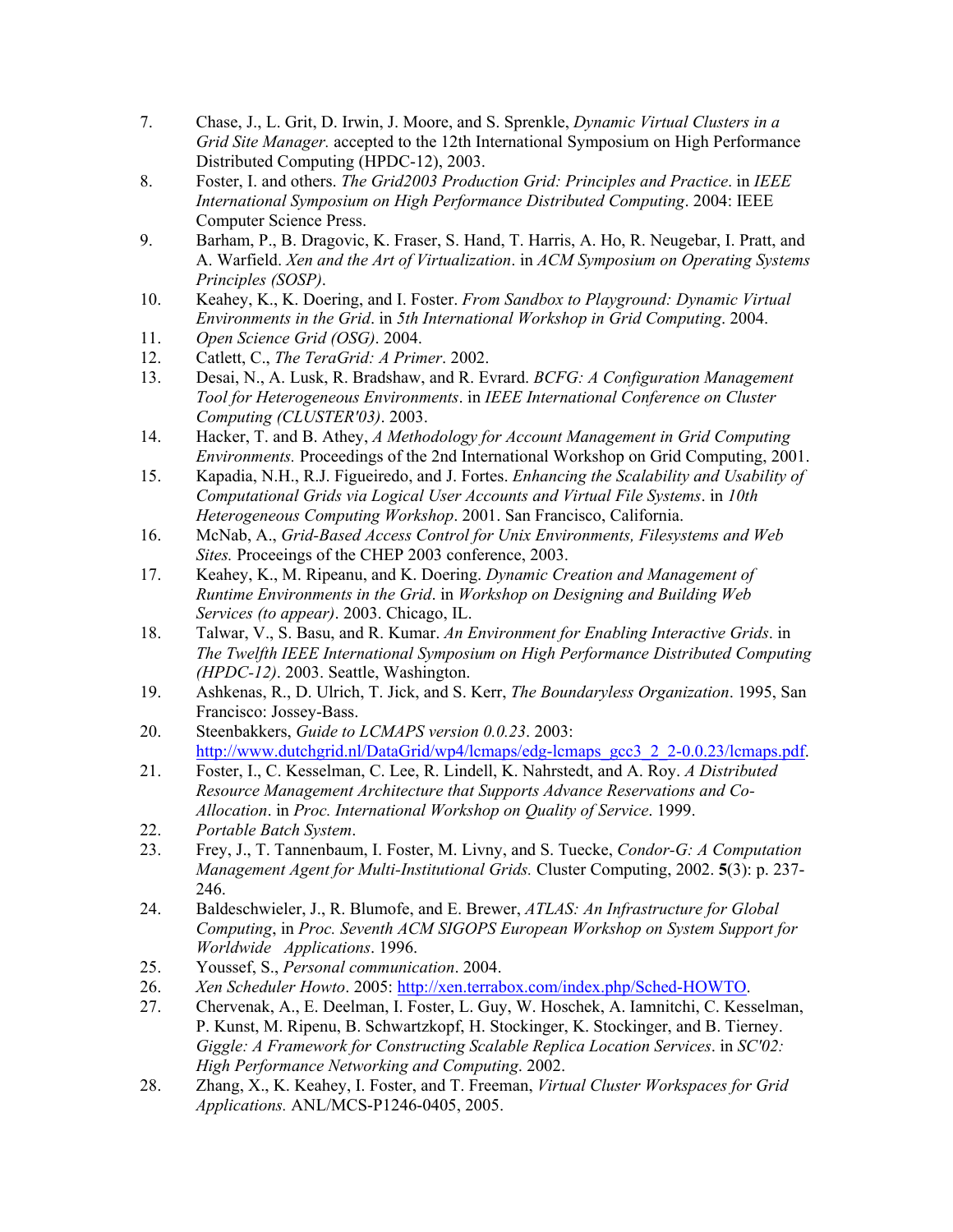7. Chase, J., L. Grit, D. Irwin, J. Moore, and S. Sprenkle, *Dynamic Virtual Clusters in a Grid Site Manager.* accepted to the 12th International Symposium on High Performance Distributed Computing (HPDC-12), 2003.
8. Foster, I. and others. *The Grid2003 Production Grid: Principles and Practice*. in *IEEE International Symposium on High Performance Distributed Computing*. 2004: IEEE Computer Science Press.
9. Barham, P., B. Dragovic, K. Fraser, S. Hand, T. Harris, A. Ho, R. Neugebar, I. Pratt, and A. Warfield. *Xen and the Art of Virtualization*. in *ACM Symposium on Operating Systems Principles (SOSP)*.
10. Keahey, K., K. Doering, and I. Foster. *From Sandbox to Playground: Dynamic Virtual Environments in the Grid*. in *5th International Workshop in Grid Computing*. 2004.
11. *Open Science Grid (OSG)*. 2004.
12. Catlett, C., *The TeraGrid: A Primer*. 2002.
13. Desai, N., A. Lusk, R. Bradshaw, and R. Evrard. *BCFG: A Configuration Management Tool for Heterogeneous Environments*. in *IEEE International Conference on Cluster Computing (CLUSTER'03)*. 2003.
14. Hacker, T. and B. Athey, *A Methodology for Account Management in Grid Computing Environments.* Proceedings of the 2nd International Workshop on Grid Computing, 2001.
15. Kapadia, N.H., R.J. Figueiredo, and J. Fortes. *Enhancing the Scalability and Usability of Computational Grids via Logical User Accounts and Virtual File Systems*. in *10th Heterogeneous Computing Workshop*. 2001. San Francisco, California.
16. McNab, A., *Grid-Based Access Control for Unix Environments, Filesystems and Web Sites.* Proceeings of the CHEP 2003 conference, 2003.
17. Keahey, K., M. Ripeanu, and K. Doering. *Dynamic Creation and Management of Runtime Environments in the Grid*. in *Workshop on Designing and Building Web Services (to appear)*. 2003. Chicago, IL.
18. Talwar, V., S. Basu, and R. Kumar. *An Environment for Enabling Interactive Grids*. in *The Twelfth IEEE International Symposium on High Performance Distributed Computing (HPDC-12)*. 2003. Seattle, Washington.
19. Ashkenas, R., D. Ulrich, T. Jick, and S. Kerr, *The Boundaryless Organization*. 1995, San Francisco: Jossey-Bass.
20. Steenbakkers, *Guide to LCMAPS version 0.0.23*. 2003: http://www.dutchgrid.nl/DataGrid/wp4/lcmaps/edg-lcmaps_gcc3_2_2-0.0.23/lcmaps.pdf.
21. Foster, I., C. Kesselman, C. Lee, R. Lindell, K. Nahrstedt, and A. Roy. *A Distributed Resource Management Architecture that Supports Advance Reservations and Co-Allocation*. in *Proc. International Workshop on Quality of Service*. 1999.
22. *Portable Batch System*.
23. Frey, J., T. Tannenbaum, I. Foster, M. Livny, and S. Tuecke, *Condor-G: A Computation Management Agent for Multi-Institutional Grids.* Cluster Computing, 2002. **5**(3): p. 237-246.
24. Baldeschwieler, J., R. Blumofe, and E. Brewer, *ATLAS: An Infrastructure for Global Computing*, in *Proc. Seventh ACM SIGOPS European Workshop on System Support for Worldwide Applications*. 1996.
25. Youssef, S., *Personal communication*. 2004.
26. *Xen Scheduler Howto*. 2005: http://xen.terrabox.com/index.php/Sched-HOWTO.
27. Chervenak, A., E. Deelman, I. Foster, L. Guy, W. Hoschek, A. Iamnitchi, C. Kesselman, P. Kunst, M. Ripenu, B. Schwartzkopf, H. Stockinger, K. Stockinger, and B. Tierney. *Giggle: A Framework for Constructing Scalable Replica Location Services*. in *SC'02: High Performance Networking and Computing*. 2002.
28. Zhang, X., K. Keahey, I. Foster, and T. Freeman, *Virtual Cluster Workspaces for Grid Applications.* ANL/MCS-P1246-0405, 2005.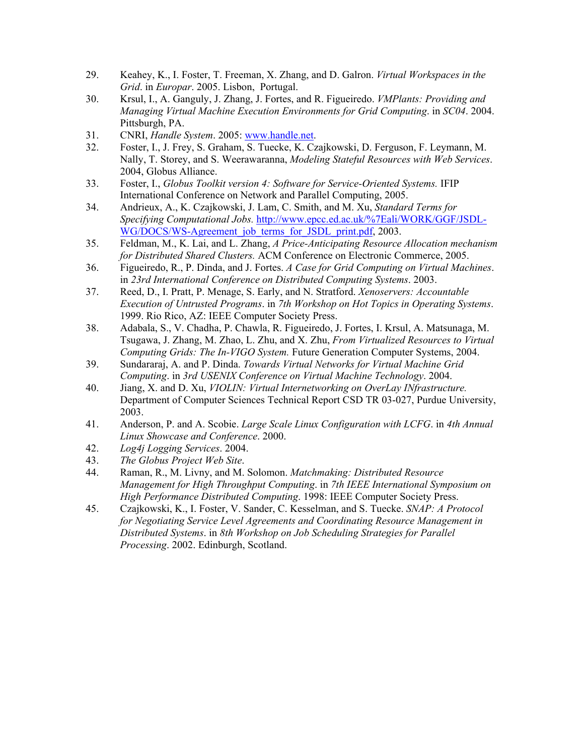29. Keahey, K., I. Foster, T. Freeman, X. Zhang, and D. Galron. *Virtual Workspaces in the Grid*. in *Europar*. 2005. Lisbon, Portugal.
30. Krsul, I., A. Ganguly, J. Zhang, J. Fortes, and R. Figueiredo. *VMPlants: Providing and Managing Virtual Machine Execution Environments for Grid Computing*. in *SC04*. 2004. Pittsburgh, PA.
31. CNRI, *Handle System*. 2005: [www.handle.net](www.handle.net).
32. Foster, I., J. Frey, S. Graham, S. Tuecke, K. Czajkowski, D. Ferguson, F. Leymann, M. Nally, T. Storey, and S. Weerawaranna, *Modeling Stateful Resources with Web Services*. 2004, Globus Alliance.
33. Foster, I., *Globus Toolkit version 4: Software for Service-Oriented Systems.* IFIP International Conference on Network and Parallel Computing, 2005.
34. Andrieux, A., K. Czajkowski, J. Lam, C. Smith, and M. Xu, *Standard Terms for Specifying Computational Jobs.* [http://www.epcc.ed.ac.uk/%7Eali/WORK/GGF/JSDL-WG/DOCS/WS-Agreement_job_terms_for_JSDL_print.pdf](http://www.epcc.ed.ac.uk/%7Eali/WORK/GGF/JSDL-WG/DOCS/WS-Agreement_job_terms_for_JSDL_print.pdf), 2003.
35. Feldman, M., K. Lai, and L. Zhang, *A Price-Anticipating Resource Allocation mechanism for Distributed Shared Clusters.* ACM Conference on Electronic Commerce, 2005.
36. Figueiredo, R., P. Dinda, and J. Fortes. *A Case for Grid Computing on Virtual Machines*. in *23rd International Conference on Distributed Computing Systems*. 2003.
37. Reed, D., I. Pratt, P. Menage, S. Early, and N. Stratford. *Xenoservers: Accountable Execution of Untrusted Programs*. in *7th Workshop on Hot Topics in Operating Systems*. 1999. Rio Rico, AZ: IEEE Computer Society Press.
38. Adabala, S., V. Chadha, P. Chawla, R. Figueiredo, J. Fortes, I. Krsul, A. Matsunaga, M. Tsugawa, J. Zhang, M. Zhao, L. Zhu, and X. Zhu, *From Virtualized Resources to Virtual Computing Grids: The In-VIGO System.* Future Generation Computer Systems, 2004.
39. Sundararaj, A. and P. Dinda. *Towards Virtual Networks for Virtual Machine Grid Computing*. in *3rd USENIX Conference on Virtual Machine Technology*. 2004.
40. Jiang, X. and D. Xu, *VIOLIN: Virtual Internetworking on OverLay INfrastructure.* Department of Computer Sciences Technical Report CSD TR 03-027, Purdue University, 2003.
41. Anderson, P. and A. Scobie. *Large Scale Linux Configuration with LCFG*. in *4th Annual Linux Showcase and Conference*. 2000.
42. *Log4j Logging Services*. 2004.
43. *The Globus Project Web Site*.
44. Raman, R., M. Livny, and M. Solomon. *Matchmaking: Distributed Resource Management for High Throughput Computing*. in *7th IEEE International Symposium on High Performance Distributed Computing*. 1998: IEEE Computer Society Press.
45. Czajkowski, K., I. Foster, V. Sander, C. Kesselman, and S. Tuecke. *SNAP: A Protocol for Negotiating Service Level Agreements and Coordinating Resource Management in Distributed Systems*. in *8th Workshop on Job Scheduling Strategies for Parallel Processing*. 2002. Edinburgh, Scotland.